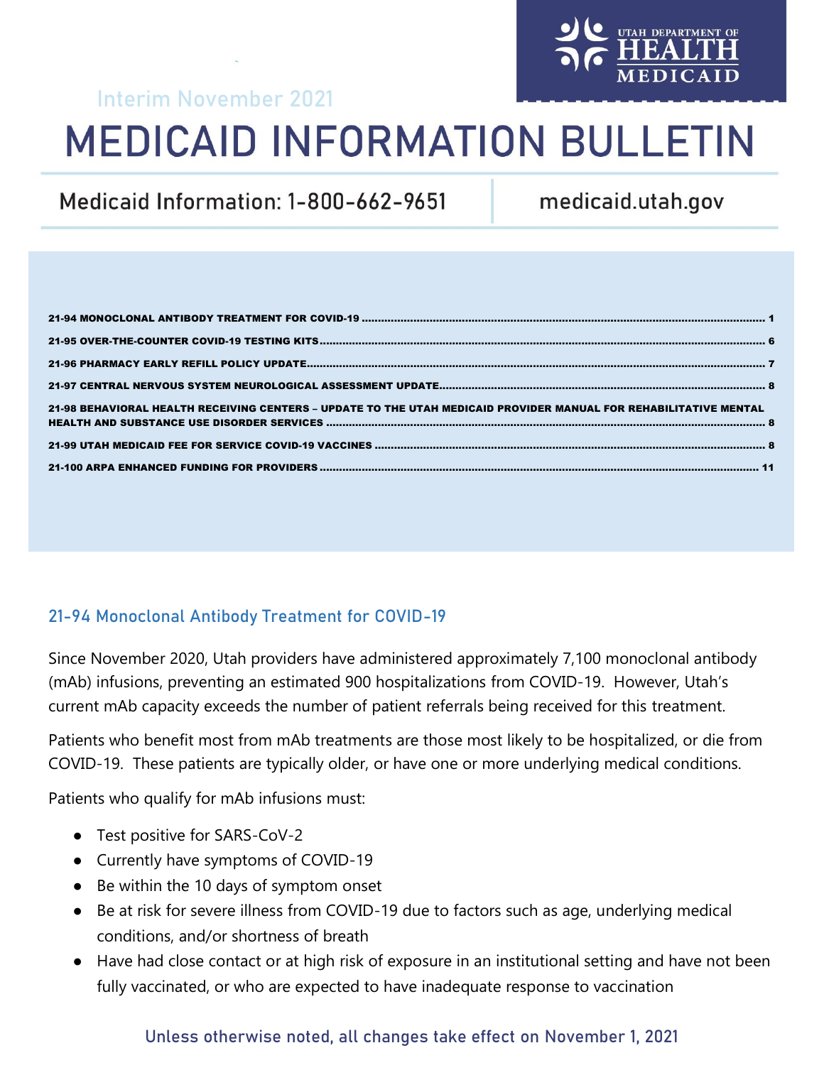Interim November 2021

# MEDICAID INFORMATION BULLETIN

Medicaid Information: 1-800-662-9651 | medicaid.utah.gov

21-94 MONOCLONAL ANTIBODY TREATMENT FOR COVID-19 .......... 1
21-95 OVER-THE-COUNTER COVID-19 TESTING KITS .......... 6
21-96 PHARMACY EARLY REFILL POLICY UPDATE .......... 7
21-97 CENTRAL NERVOUS SYSTEM NEUROLOGICAL ASSESSMENT UPDATE .......... 8
21-98 BEHAVIORAL HEALTH RECEIVING CENTERS – UPDATE TO THE UTAH MEDICAID PROVIDER MANUAL FOR REHABILITATIVE MENTAL HEALTH AND SUBSTANCE USE DISORDER SERVICES .......... 8
21-99 UTAH MEDICAID FEE FOR SERVICE COVID-19 VACCINES .......... 8
21-100 ARPA ENHANCED FUNDING FOR PROVIDERS .......... 11

## 21-94 Monoclonal Antibody Treatment for COVID-19

Since November 2020, Utah providers have administered approximately 7,100 monoclonal antibody (mAb) infusions, preventing an estimated 900 hospitalizations from COVID-19. However, Utah's current mAb capacity exceeds the number of patient referrals being received for this treatment.

Patients who benefit most from mAb treatments are those most likely to be hospitalized, or die from COVID-19. These patients are typically older, or have one or more underlying medical conditions.

Patients who qualify for mAb infusions must:

- Test positive for SARS-CoV-2
- Currently have symptoms of COVID-19
- Be within the 10 days of symptom onset
- Be at risk for severe illness from COVID-19 due to factors such as age, underlying medical conditions, and/or shortness of breath
- Have had close contact or at high risk of exposure in an institutional setting and have not been fully vaccinated, or who are expected to have inadequate response to vaccination

Unless otherwise noted, all changes take effect on November 1, 2021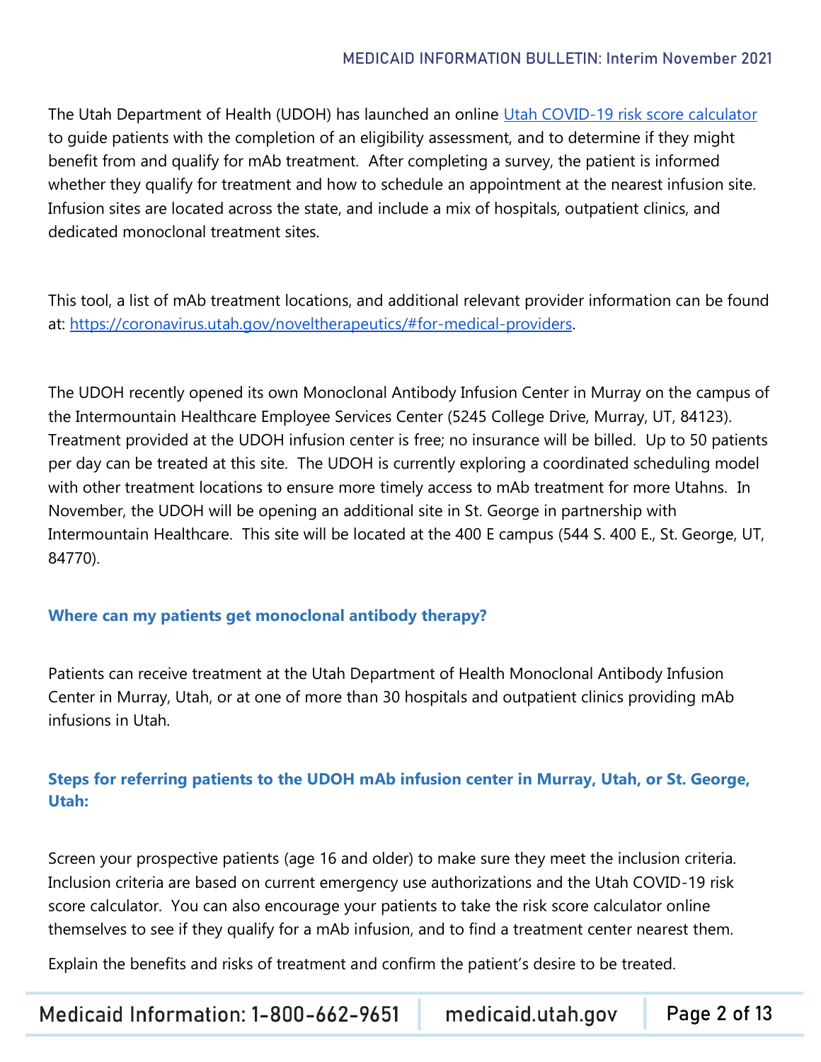The Utah Department of Health (UDOH) has launched an online [Utah COVID-19 risk score calculator](#) to guide patients with the completion of an eligibility assessment, and to determine if they might benefit from and qualify for mAb treatment. After completing a survey, the patient is informed whether they qualify for treatment and how to schedule an appointment at the nearest infusion site. Infusion sites are located across the state, and include a mix of hospitals, outpatient clinics, and dedicated monoclonal treatment sites.

This tool, a list of mAb treatment locations, and additional relevant provider information can be found at: [https://coronavirus.utah.gov/noveltherapeutics/#for-medical-providers](https://coronavirus.utah.gov/noveltherapeutics/#for-medical-providers).

The UDOH recently opened its own Monoclonal Antibody Infusion Center in Murray on the campus of the Intermountain Healthcare Employee Services Center (5245 College Drive, Murray, UT, 84123). Treatment provided at the UDOH infusion center is free; no insurance will be billed. Up to 50 patients per day can be treated at this site. The UDOH is currently exploring a coordinated scheduling model with other treatment locations to ensure more timely access to mAb treatment for more Utahns. In November, the UDOH will be opening an additional site in St. George in partnership with Intermountain Healthcare. This site will be located at the 400 E campus (544 S. 400 E., St. George, UT, 84770).

### Where can my patients get monoclonal antibody therapy?

Patients can receive treatment at the Utah Department of Health Monoclonal Antibody Infusion Center in Murray, Utah, or at one of more than 30 hospitals and outpatient clinics providing mAb infusions in Utah.

### Steps for referring patients to the UDOH mAb infusion center in Murray, Utah, or St. George, Utah:

Screen your prospective patients (age 16 and older) to make sure they meet the inclusion criteria. Inclusion criteria are based on current emergency use authorizations and the Utah COVID-19 risk score calculator. You can also encourage your patients to take the risk score calculator online themselves to see if they qualify for a mAb infusion, and to find a treatment center nearest them.

Explain the benefits and risks of treatment and confirm the patient's desire to be treated.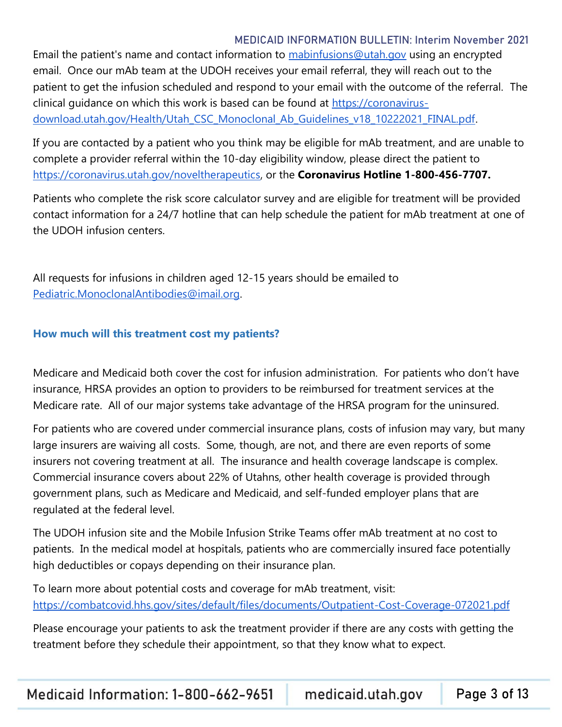Email the patient's name and contact information to [mabinfusions@utah.gov](mailto:mabinfusions@utah.gov) using an encrypted email. Once our mAb team at the UDOH receives your email referral, they will reach out to the patient to get the infusion scheduled and respond to your email with the outcome of the referral. The clinical guidance on which this work is based can be found at [https://coronavirus-download.utah.gov/Health/Utah_CSC_Monoclonal_Ab_Guidelines_v18_10222021_FINAL.pdf](https://coronavirus-download.utah.gov/Health/Utah_CSC_Monoclonal_Ab_Guidelines_v18_10222021_FINAL.pdf).

If you are contacted by a patient who you think may be eligible for mAb treatment, and are unable to complete a provider referral within the 10-day eligibility window, please direct the patient to [https://coronavirus.utah.gov/noveltherapeutics](https://coronavirus.utah.gov/noveltherapeutics), or the **Coronavirus Hotline 1-800-456-7707.**

Patients who complete the risk score calculator survey and are eligible for treatment will be provided contact information for a 24/7 hotline that can help schedule the patient for mAb treatment at one of the UDOH infusion centers.

All requests for infusions in children aged 12-15 years should be emailed to [Pediatric.MonoclonalAntibodies@imail.org](mailto:Pediatric.MonoclonalAntibodies@imail.org).

### How much will this treatment cost my patients?

Medicare and Medicaid both cover the cost for infusion administration. For patients who don't have insurance, HRSA provides an option to providers to be reimbursed for treatment services at the Medicare rate. All of our major systems take advantage of the HRSA program for the uninsured.

For patients who are covered under commercial insurance plans, costs of infusion may vary, but many large insurers are waiving all costs. Some, though, are not, and there are even reports of some insurers not covering treatment at all. The insurance and health coverage landscape is complex. Commercial insurance covers about 22% of Utahns, other health coverage is provided through government plans, such as Medicare and Medicaid, and self-funded employer plans that are regulated at the federal level.

The UDOH infusion site and the Mobile Infusion Strike Teams offer mAb treatment at no cost to patients. In the medical model at hospitals, patients who are commercially insured face potentially high deductibles or copays depending on their insurance plan.

To learn more about potential costs and coverage for mAb treatment, visit: [https://combatcovid.hhs.gov/sites/default/files/documents/Outpatient-Cost-Coverage-072021.pdf](https://combatcovid.hhs.gov/sites/default/files/documents/Outpatient-Cost-Coverage-072021.pdf)

Please encourage your patients to ask the treatment provider if there are any costs with getting the treatment before they schedule their appointment, so that they know what to expect.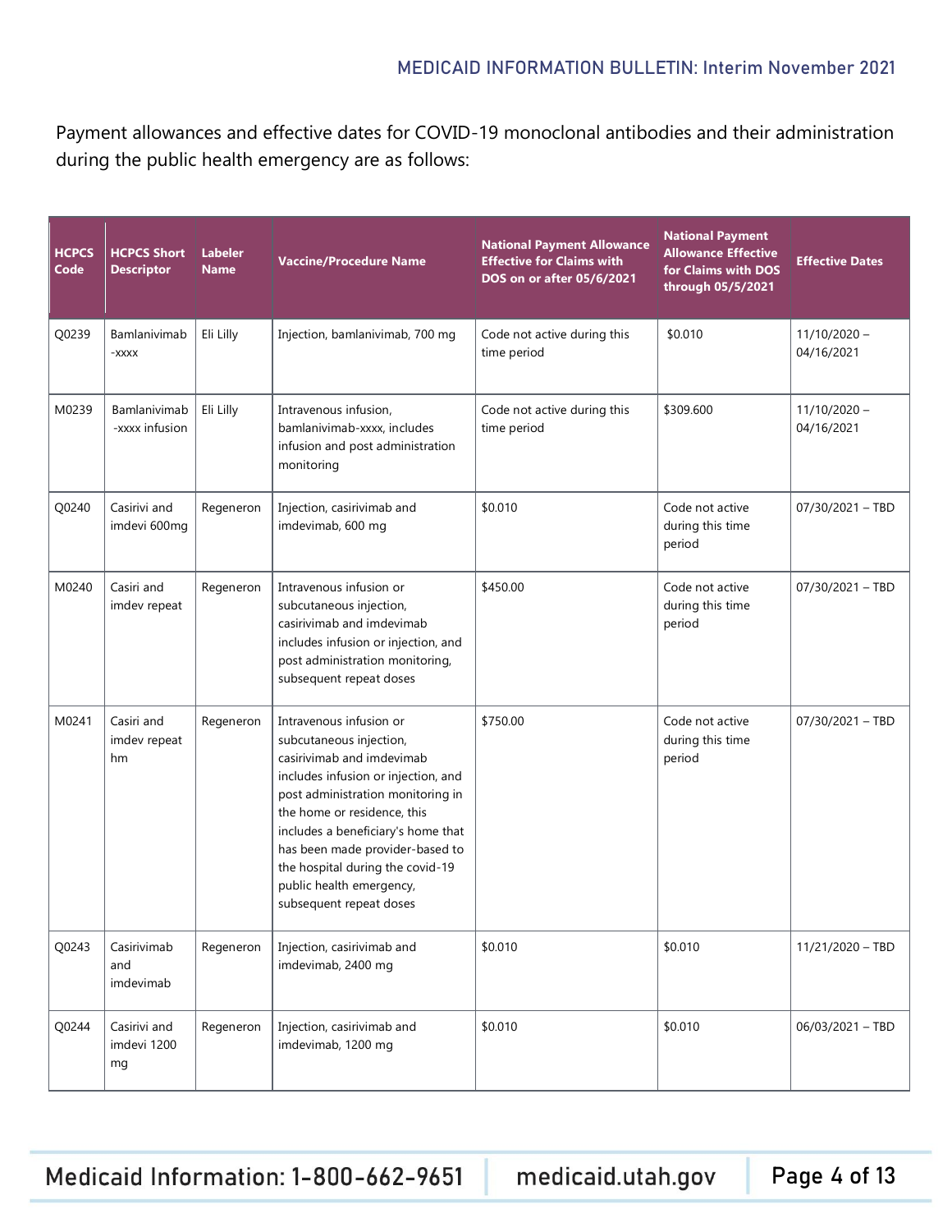Payment allowances and effective dates for COVID-19 monoclonal antibodies and their administration during the public health emergency are as follows:

| HCPCS Code | HCPCS Short Descriptor | Labeler Name | Vaccine/Procedure Name | National Payment Allowance Effective for Claims with DOS on or after 05/6/2021 | National Payment Allowance Effective for Claims with DOS through 05/5/2021 | Effective Dates |
|---|---|---|---|---|---|---|
| Q0239 | Bamlanivimab -xxxx | Eli Lilly | Injection, bamlanivimab, 700 mg | Code not active during this time period | $0.010 | 11/10/2020 – 04/16/2021 |
| M0239 | Bamlanivimab -xxxx infusion | Eli Lilly | Intravenous infusion, bamlanivimab-xxxx, includes infusion and post administration monitoring | Code not active during this time period | $309.600 | 11/10/2020 – 04/16/2021 |
| Q0240 | Casirivi and imdevi 600mg | Regeneron | Injection, casirivimab and imdevimab, 600 mg | $0.010 | Code not active during this time period | 07/30/2021 – TBD |
| M0240 | Casiri and imdev repeat | Regeneron | Intravenous infusion or subcutaneous injection, casirivimab and imdevimab includes infusion or injection, and post administration monitoring, subsequent repeat doses | $450.00 | Code not active during this time period | 07/30/2021 – TBD |
| M0241 | Casiri and imdev repeat hm | Regeneron | Intravenous infusion or subcutaneous injection, casirivimab and imdevimab includes infusion or injection, and post administration monitoring in the home or residence, this includes a beneficiary's home that has been made provider-based to the hospital during the covid-19 public health emergency, subsequent repeat doses | $750.00 | Code not active during this time period | 07/30/2021 – TBD |
| Q0243 | Casirivimab and imdevimab | Regeneron | Injection, casirivimab and imdevimab, 2400 mg | $0.010 | $0.010 | 11/21/2020 – TBD |
| Q0244 | Casirivi and imdevi 1200 mg | Regeneron | Injection, casirivimab and imdevimab, 1200 mg | $0.010 | $0.010 | 06/03/2021 – TBD |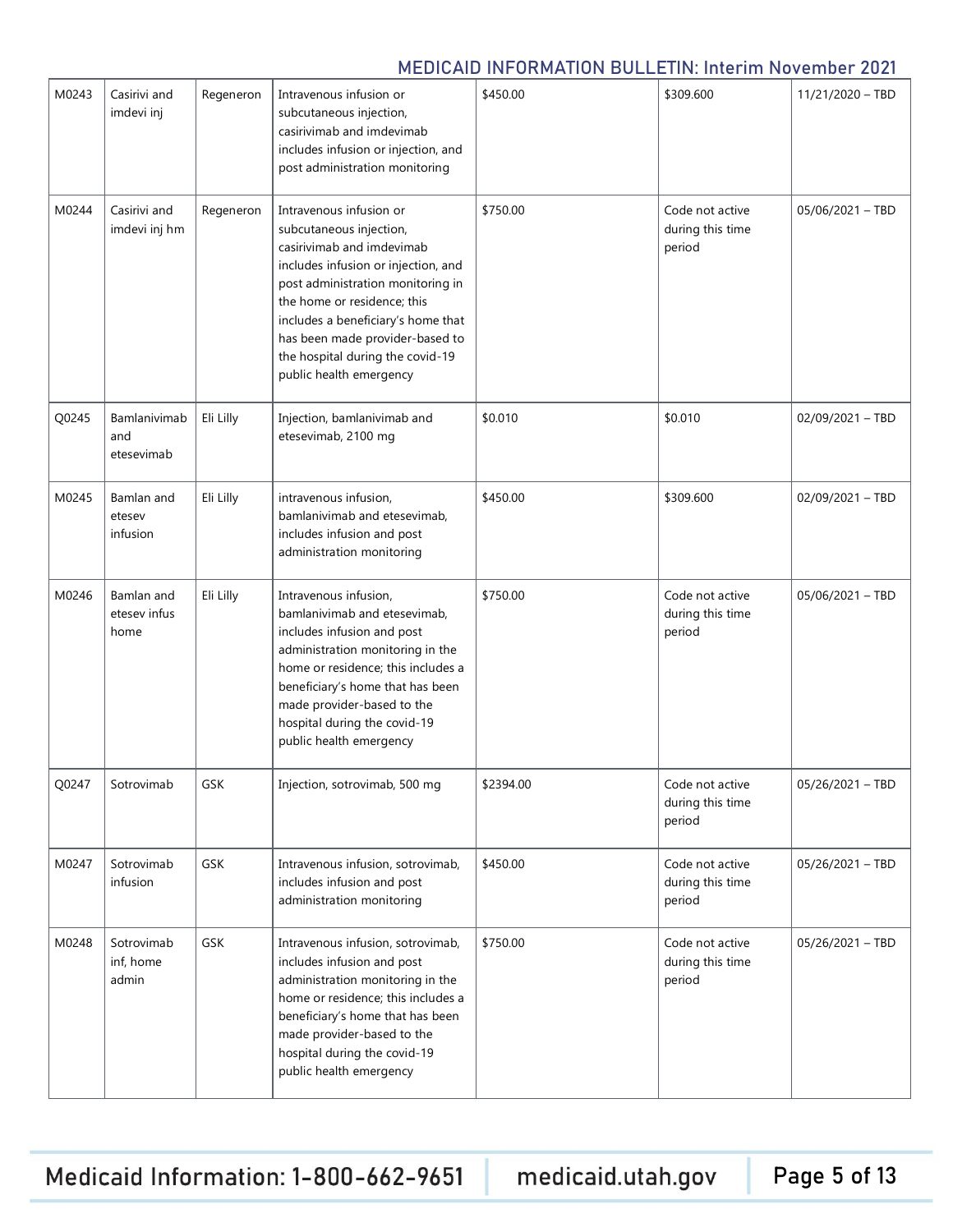| | | | | | | |
|---|---|---|---|---|---|---|
| M0243 | Casirivi and imdevi inj | Regeneron | Intravenous infusion or subcutaneous injection, casirivimab and imdevimab includes infusion or injection, and post administration monitoring | $450.00 | $309.600 | 11/21/2020 – TBD |
| M0244 | Casirivi and imdevi inj hm | Regeneron | Intravenous infusion or subcutaneous injection, casirivimab and imdevimab includes infusion or injection, and post administration monitoring in the home or residence; this includes a beneficiary's home that has been made provider-based to the hospital during the covid-19 public health emergency | $750.00 | Code not active during this time period | 05/06/2021 – TBD |
| Q0245 | Bamlanivimab and etesevimab | Eli Lilly | Injection, bamlanivimab and etesevimab, 2100 mg | $0.010 | $0.010 | 02/09/2021 – TBD |
| M0245 | Bamlan and etesev infusion | Eli Lilly | intravenous infusion, bamlanivimab and etesevimab, includes infusion and post administration monitoring | $450.00 | $309.600 | 02/09/2021 – TBD |
| M0246 | Bamlan and etesev infus home | Eli Lilly | Intravenous infusion, bamlanivimab and etesevimab, includes infusion and post administration monitoring in the home or residence; this includes a beneficiary's home that has been made provider-based to the hospital during the covid-19 public health emergency | $750.00 | Code not active during this time period | 05/06/2021 – TBD |
| Q0247 | Sotrovimab | GSK | Injection, sotrovimab, 500 mg | $2394.00 | Code not active during this time period | 05/26/2021 – TBD |
| M0247 | Sotrovimab infusion | GSK | Intravenous infusion, sotrovimab, includes infusion and post administration monitoring | $450.00 | Code not active during this time period | 05/26/2021 – TBD |
| M0248 | Sotrovimab inf, home admin | GSK | Intravenous infusion, sotrovimab, includes infusion and post administration monitoring in the home or residence; this includes a beneficiary's home that has been made provider-based to the hospital during the covid-19 public health emergency | $750.00 | Code not active during this time period | 05/26/2021 – TBD |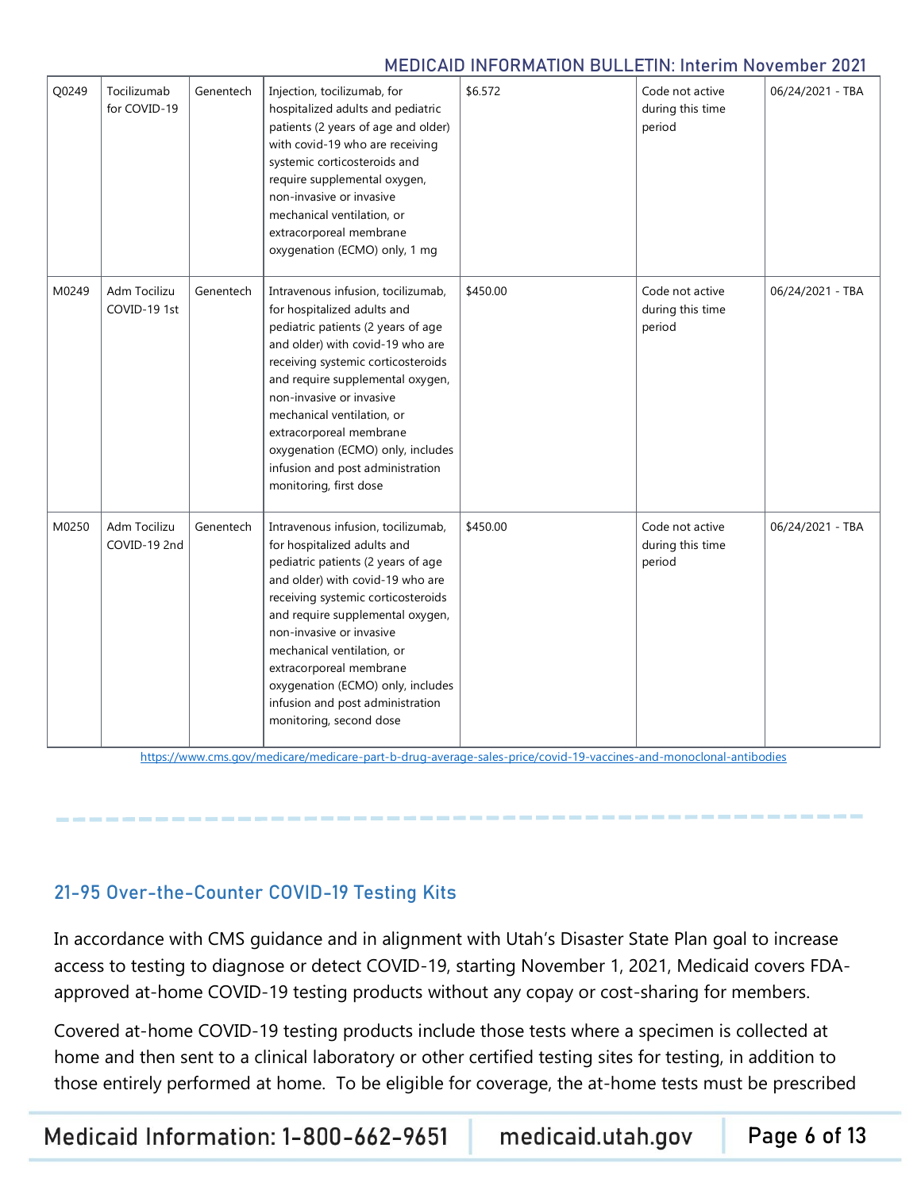| | | | | | | |
|---|---|---|---|---|---|---|
| Q0249 | Tocilizumab for COVID-19 | Genentech | Injection, tocilizumab, for hospitalized adults and pediatric patients (2 years of age and older) with covid-19 who are receiving systemic corticosteroids and require supplemental oxygen, non-invasive or invasive mechanical ventilation, or extracorporeal membrane oxygenation (ECMO) only, 1 mg | $6.572 | Code not active during this time period | 06/24/2021 - TBA |
| M0249 | Adm Tocilizu COVID-19 1st | Genentech | Intravenous infusion, tocilizumab, for hospitalized adults and pediatric patients (2 years of age and older) with covid-19 who are receiving systemic corticosteroids and require supplemental oxygen, non-invasive or invasive mechanical ventilation, or extracorporeal membrane oxygenation (ECMO) only, includes infusion and post administration monitoring, first dose | $450.00 | Code not active during this time period | 06/24/2021 - TBA |
| M0250 | Adm Tocilizu COVID-19 2nd | Genentech | Intravenous infusion, tocilizumab, for hospitalized adults and pediatric patients (2 years of age and older) with covid-19 who are receiving systemic corticosteroids and require supplemental oxygen, non-invasive or invasive mechanical ventilation, or extracorporeal membrane oxygenation (ECMO) only, includes infusion and post administration monitoring, second dose | $450.00 | Code not active during this time period | 06/24/2021 - TBA |

https://www.cms.gov/medicare/medicare-part-b-drug-average-sales-price/covid-19-vaccines-and-monoclonal-antibodies

## 21-95 Over-the-Counter COVID-19 Testing Kits

In accordance with CMS guidance and in alignment with Utah's Disaster State Plan goal to increase access to testing to diagnose or detect COVID-19, starting November 1, 2021, Medicaid covers FDA-approved at-home COVID-19 testing products without any copay or cost-sharing for members.

Covered at-home COVID-19 testing products include those tests where a specimen is collected at home and then sent to a clinical laboratory or other certified testing sites for testing, in addition to those entirely performed at home. To be eligible for coverage, the at-home tests must be prescribed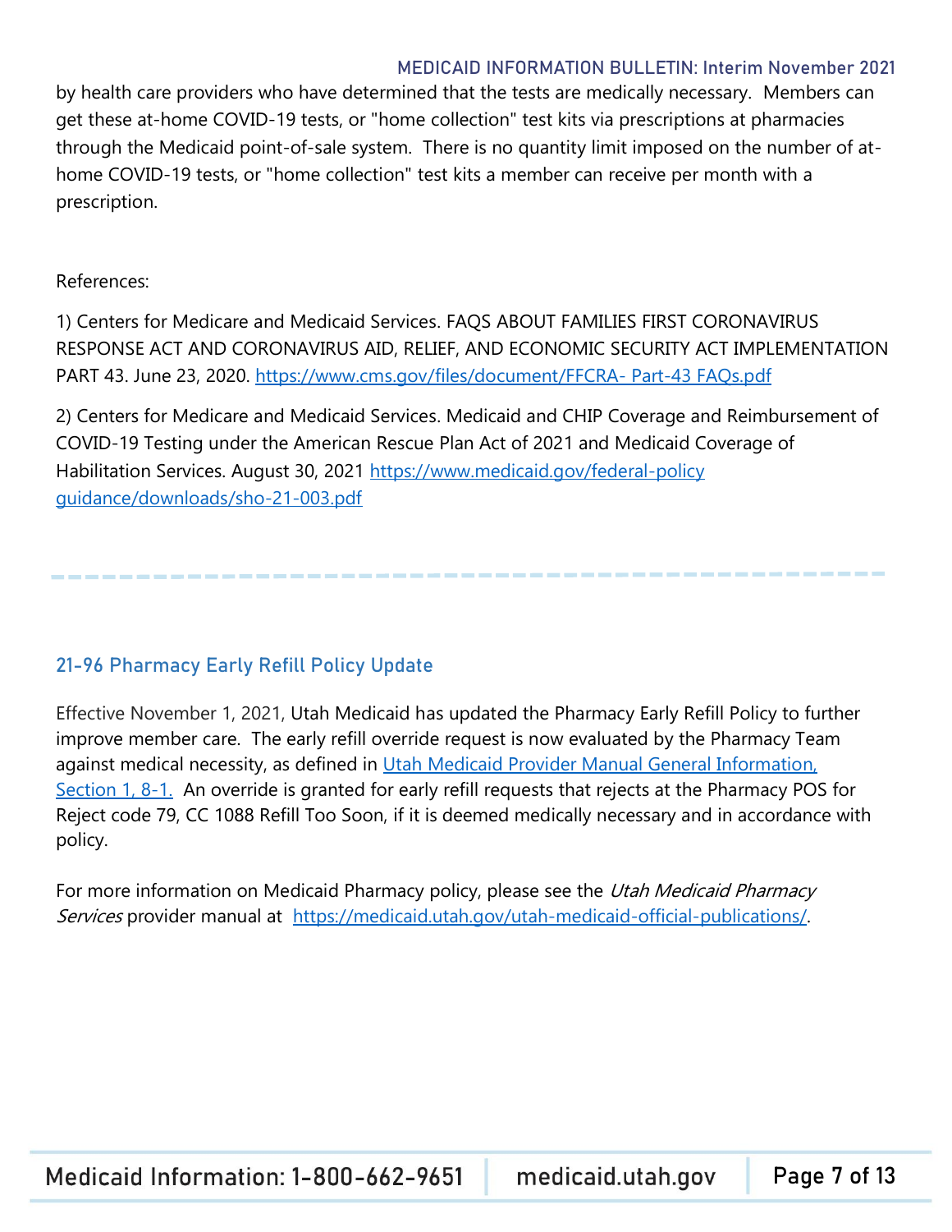by health care providers who have determined that the tests are medically necessary. Members can get these at-home COVID-19 tests, or "home collection" test kits via prescriptions at pharmacies through the Medicaid point-of-sale system. There is no quantity limit imposed on the number of at-home COVID-19 tests, or "home collection" test kits a member can receive per month with a prescription.

References:

1) Centers for Medicare and Medicaid Services. FAQS ABOUT FAMILIES FIRST CORONAVIRUS RESPONSE ACT AND CORONAVIRUS AID, RELIEF, AND ECONOMIC SECURITY ACT IMPLEMENTATION PART 43. June 23, 2020. [https://www.cms.gov/files/document/FFCRA- Part-43 FAQs.pdf](https://www.cms.gov/files/document/FFCRA-Part-43-FAQs.pdf)

2) Centers for Medicare and Medicaid Services. Medicaid and CHIP Coverage and Reimbursement of COVID-19 Testing under the American Rescue Plan Act of 2021 and Medicaid Coverage of Habilitation Services. August 30, 2021 [https://www.medicaid.gov/federal-policy guidance/downloads/sho-21-003.pdf](https://www.medicaid.gov/federal-policy-guidance/downloads/sho-21-003.pdf)

---

## 21-96 Pharmacy Early Refill Policy Update

Effective November 1, 2021, Utah Medicaid has updated the Pharmacy Early Refill Policy to further improve member care. The early refill override request is now evaluated by the Pharmacy Team against medical necessity, as defined in Utah Medicaid Provider Manual General Information, Section 1, 8-1. An override is granted for early refill requests that rejects at the Pharmacy POS for Reject code 79, CC 1088 Refill Too Soon, if it is deemed medically necessary and in accordance with policy.

For more information on Medicaid Pharmacy policy, please see the *Utah Medicaid Pharmacy Services* provider manual at [https://medicaid.utah.gov/utah-medicaid-official-publications/](https://medicaid.utah.gov/utah-medicaid-official-publications/).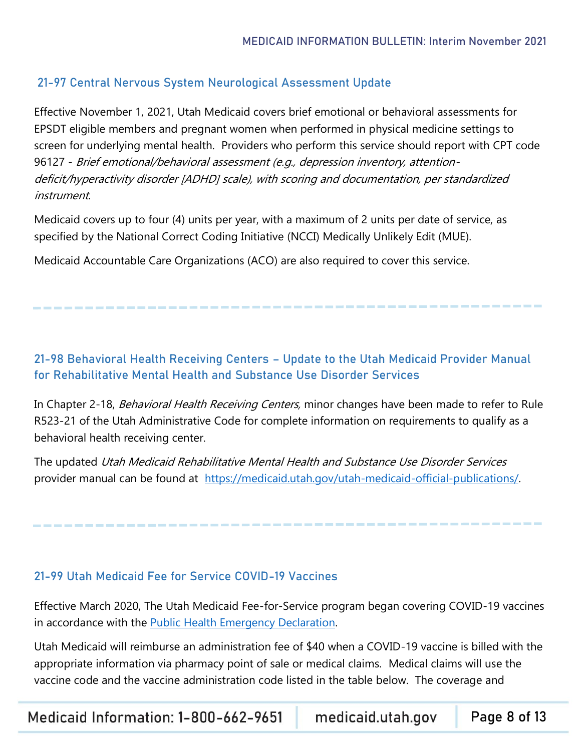## 21-97 Central Nervous System Neurological Assessment Update

Effective November 1, 2021, Utah Medicaid covers brief emotional or behavioral assessments for EPSDT eligible members and pregnant women when performed in physical medicine settings to screen for underlying mental health. Providers who perform this service should report with CPT code 96127 - *Brief emotional/behavioral assessment (e.g., depression inventory, attention-deficit/hyperactivity disorder [ADHD] scale), with scoring and documentation, per standardized instrument*.

Medicaid covers up to four (4) units per year, with a maximum of 2 units per date of service, as specified by the National Correct Coding Initiative (NCCI) Medically Unlikely Edit (MUE).

Medicaid Accountable Care Organizations (ACO) are also required to cover this service.

---

## 21-98 Behavioral Health Receiving Centers – Update to the Utah Medicaid Provider Manual for Rehabilitative Mental Health and Substance Use Disorder Services

In Chapter 2-18, *Behavioral Health Receiving Centers,* minor changes have been made to refer to Rule R523-21 of the Utah Administrative Code for complete information on requirements to qualify as a behavioral health receiving center.

The updated *Utah Medicaid Rehabilitative Mental Health and Substance Use Disorder Services* provider manual can be found at https://medicaid.utah.gov/utah-medicaid-official-publications/.

---

## 21-99 Utah Medicaid Fee for Service COVID-19 Vaccines

Effective March 2020, The Utah Medicaid Fee-for-Service program began covering COVID-19 vaccines in accordance with the Public Health Emergency Declaration.

Utah Medicaid will reimburse an administration fee of $40 when a COVID-19 vaccine is billed with the appropriate information via pharmacy point of sale or medical claims. Medical claims will use the vaccine code and the vaccine administration code listed in the table below. The coverage and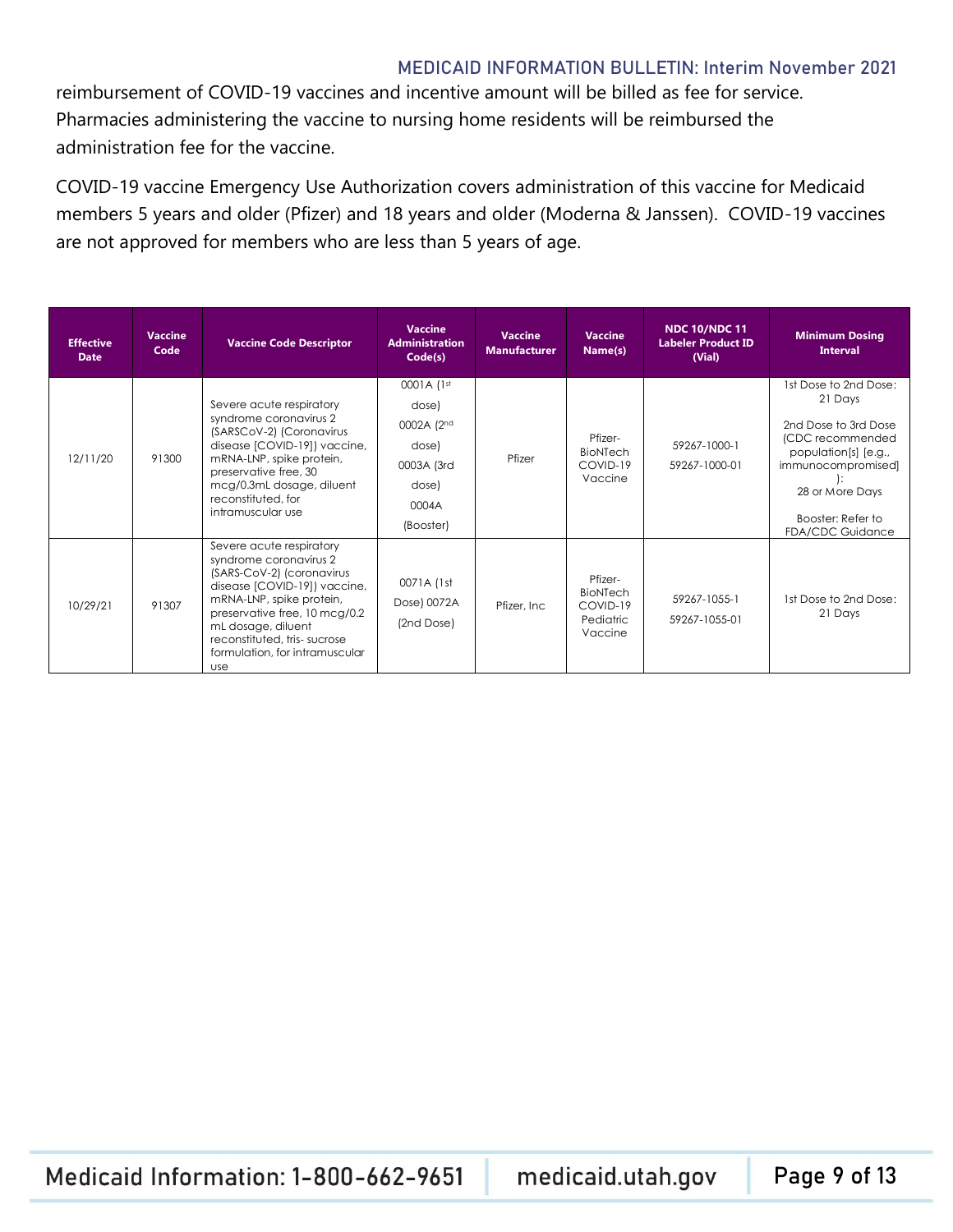reimbursement of COVID-19 vaccines and incentive amount will be billed as fee for service. Pharmacies administering the vaccine to nursing home residents will be reimbursed the administration fee for the vaccine.

COVID-19 vaccine Emergency Use Authorization covers administration of this vaccine for Medicaid members 5 years and older (Pfizer) and 18 years and older (Moderna & Janssen). COVID-19 vaccines are not approved for members who are less than 5 years of age.

| Effective Date | Vaccine Code | Vaccine Code Descriptor | Vaccine Administration Code(s) | Vaccine Manufacturer | Vaccine Name(s) | NDC 10/NDC 11 Labeler Product ID (Vial) | Minimum Dosing Interval |
|---|---|---|---|---|---|---|---|
| 12/11/20 | 91300 | Severe acute respiratory syndrome coronavirus 2 (SARSCoV-2) (Coronavirus disease [COVID-19]) vaccine, mRNA-LNP, spike protein, preservative free, 30 mcg/0.3mL dosage, diluent reconstituted, for intramuscular use | 0001A (1st dose) 0002A (2nd dose) 0003A (3rd dose) 0004A (Booster) | Pfizer | Pfizer-BioNTech COVID-19 Vaccine | 59267-1000-1 59267-1000-01 | 1st Dose to 2nd Dose: 21 Days<br><br>2nd Dose to 3rd Dose (CDC recommended population[s] [e.g., immunocompromised]): 28 or More Days<br><br>Booster: Refer to FDA/CDC Guidance |
| 10/29/21 | 91307 | Severe acute respiratory syndrome coronavirus 2 (SARS-CoV-2) (coronavirus disease [COVID-19]) vaccine, mRNA-LNP, spike protein, preservative free, 10 mcg/0.2 mL dosage, diluent reconstituted, tris- sucrose formulation, for intramuscular use | 0071A (1st Dose) 0072A (2nd Dose) | Pfizer, Inc | Pfizer-BioNTech COVID-19 Pediatric Vaccine | 59267-1055-1 59267-1055-01 | 1st Dose to 2nd Dose: 21 Days |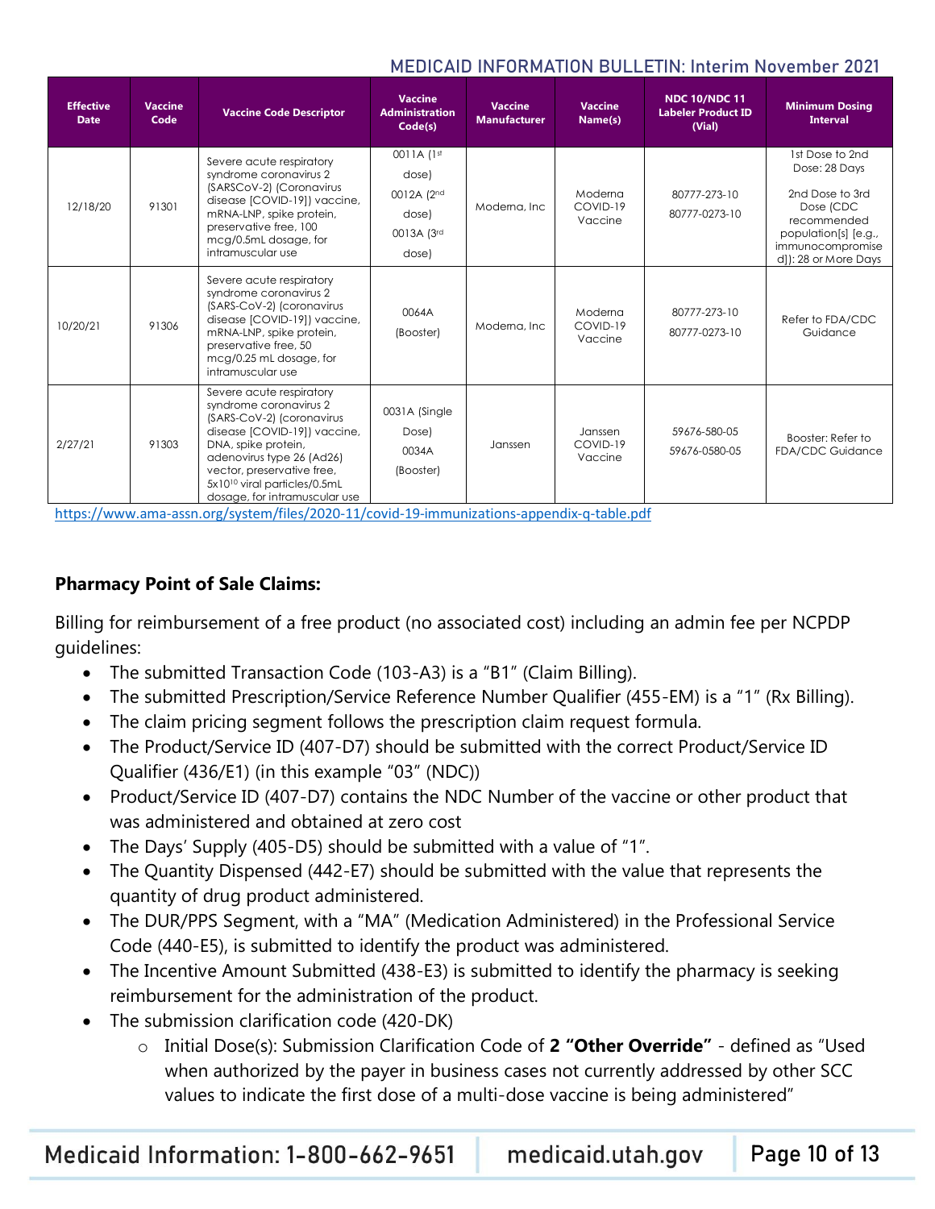| Effective Date | Vaccine Code | Vaccine Code Descriptor | Vaccine Administration Code(s) | Vaccine Manufacturer | Vaccine Name(s) | NDC 10/NDC 11 Labeler Product ID (Vial) | Minimum Dosing Interval |
|---|---|---|---|---|---|---|---|
| 12/18/20 | 91301 | Severe acute respiratory syndrome coronavirus 2 (SARSCoV-2) (Coronavirus disease [COVID-19]) vaccine, mRNA-LNP, spike protein, preservative free, 100 mcg/0.5mL dosage, for intramuscular use | 0011A (1st dose) 0012A (2nd dose) 0013A (3rd dose) | Moderna, Inc | Moderna COVID-19 Vaccine | 80777-273-10 80777-0273-10 | 1st Dose to 2nd Dose: 28 Days 2nd Dose to 3rd Dose (CDC recommended population[s] [e.g., immunocompromised]): 28 or More Days |
| 10/20/21 | 91306 | Severe acute respiratory syndrome coronavirus 2 (SARS-CoV-2) (coronavirus disease [COVID-19]) vaccine, mRNA-LNP, spike protein, preservative free, 50 mcg/0.25 mL dosage, for intramuscular use | 0064A (Booster) | Moderna, Inc | Moderna COVID-19 Vaccine | 80777-273-10 80777-0273-10 | Refer to FDA/CDC Guidance |
| 2/27/21 | 91303 | Severe acute respiratory syndrome coronavirus 2 (SARS-CoV-2) (coronavirus disease [COVID-19]) vaccine, DNA, spike protein, adenovirus type 26 (Ad26) vector, preservative free, $5x10^{10}$ viral particles/0.5mL dosage, for intramuscular use | 0031A (Single Dose) 0034A (Booster) | Janssen | Janssen COVID-19 Vaccine | 59676-580-05 59676-0580-05 | Booster: Refer to FDA/CDC Guidance |

https://www.ama-assn.org/system/files/2020-11/covid-19-immunizations-appendix-q-table.pdf

**Pharmacy Point of Sale Claims:**

Billing for reimbursement of a free product (no associated cost) including an admin fee per NCPDP guidelines:

- The submitted Transaction Code (103-A3) is a "B1" (Claim Billing).
- The submitted Prescription/Service Reference Number Qualifier (455-EM) is a "1" (Rx Billing).
- The claim pricing segment follows the prescription claim request formula.
- The Product/Service ID (407-D7) should be submitted with the correct Product/Service ID Qualifier (436/E1) (in this example "03" (NDC))
- Product/Service ID (407-D7) contains the NDC Number of the vaccine or other product that was administered and obtained at zero cost
- The Days' Supply (405-D5) should be submitted with a value of "1".
- The Quantity Dispensed (442-E7) should be submitted with the value that represents the quantity of drug product administered.
- The DUR/PPS Segment, with a "MA" (Medication Administered) in the Professional Service Code (440-E5), is submitted to identify the product was administered.
- The Incentive Amount Submitted (438-E3) is submitted to identify the pharmacy is seeking reimbursement for the administration of the product.
- The submission clarification code (420-DK)
  - Initial Dose(s): Submission Clarification Code of **2 "Other Override"** - defined as "Used when authorized by the payer in business cases not currently addressed by other SCC values to indicate the first dose of a multi-dose vaccine is being administered"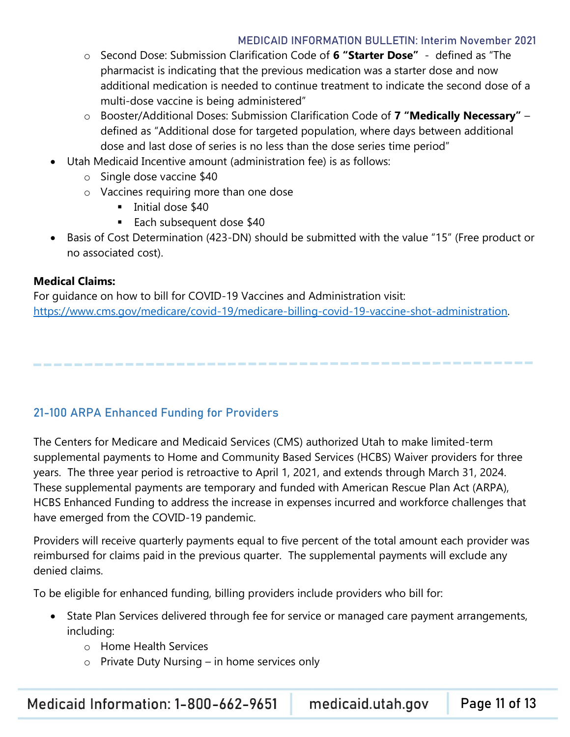- Second Dose: Submission Clarification Code of **6 "Starter Dose"** - defined as "The pharmacist is indicating that the previous medication was a starter dose and now additional medication is needed to continue treatment to indicate the second dose of a multi-dose vaccine is being administered"
  - Booster/Additional Doses: Submission Clarification Code of **7 "Medically Necessary"** – defined as "Additional dose for targeted population, where days between additional dose and last dose of series is no less than the dose series time period"
- Utah Medicaid Incentive amount (administration fee) is as follows:
  - Single dose vaccine $40
  - Vaccines requiring more than one dose
    - Initial dose $40
    - Each subsequent dose $40
- Basis of Cost Determination (423-DN) should be submitted with the value "15" (Free product or no associated cost).

**Medical Claims:**

For guidance on how to bill for COVID-19 Vaccines and Administration visit: https://www.cms.gov/medicare/covid-19/medicare-billing-covid-19-vaccine-shot-administration.

## 21-100 ARPA Enhanced Funding for Providers

The Centers for Medicare and Medicaid Services (CMS) authorized Utah to make limited-term supplemental payments to Home and Community Based Services (HCBS) Waiver providers for three years. The three year period is retroactive to April 1, 2021, and extends through March 31, 2024. These supplemental payments are temporary and funded with American Rescue Plan Act (ARPA), HCBS Enhanced Funding to address the increase in expenses incurred and workforce challenges that have emerged from the COVID-19 pandemic.

Providers will receive quarterly payments equal to five percent of the total amount each provider was reimbursed for claims paid in the previous quarter. The supplemental payments will exclude any denied claims.

To be eligible for enhanced funding, billing providers include providers who bill for:

- State Plan Services delivered through fee for service or managed care payment arrangements, including:
  - Home Health Services
  - Private Duty Nursing – in home services only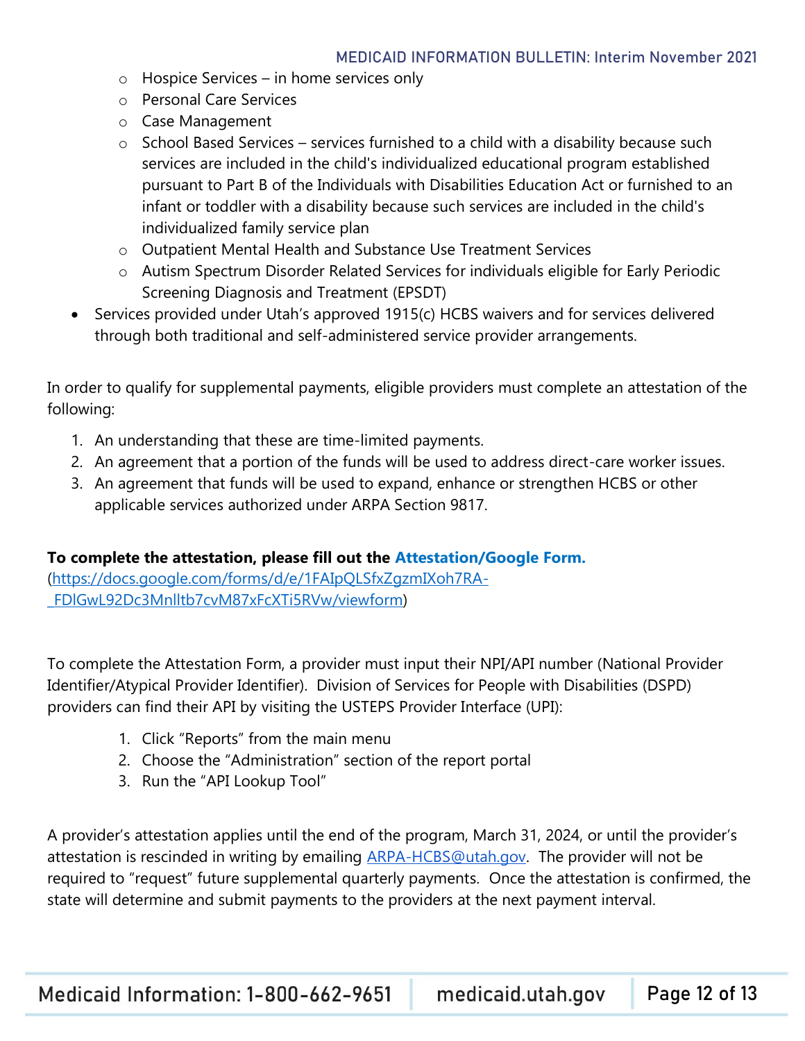- Hospice Services – in home services only
    - Personal Care Services
    - Case Management
    - School Based Services – services furnished to a child with a disability because such services are included in the child's individualized educational program established pursuant to Part B of the Individuals with Disabilities Education Act or furnished to an infant or toddler with a disability because such services are included in the child's individualized family service plan
    - Outpatient Mental Health and Substance Use Treatment Services
    - Autism Spectrum Disorder Related Services for individuals eligible for Early Periodic Screening Diagnosis and Treatment (EPSDT)
- Services provided under Utah's approved 1915(c) HCBS waivers and for services delivered through both traditional and self-administered service provider arrangements.

In order to qualify for supplemental payments, eligible providers must complete an attestation of the following:

1. An understanding that these are time-limited payments.
2. An agreement that a portion of the funds will be used to address direct-care worker issues.
3. An agreement that funds will be used to expand, enhance or strengthen HCBS or other applicable services authorized under ARPA Section 9817.

**To complete the attestation, please fill out the [Attestation/Google Form.](https://docs.google.com/forms/d/e/1FAIpQLSfxZgzmIXoh7RA-_FDlGwL92Dc3Mnlltb7cvM87xFcXTi5RVw/viewform)**
(https://docs.google.com/forms/d/e/1FAIpQLSfxZgzmIXoh7RA-_FDlGwL92Dc3Mnlltb7cvM87xFcXTi5RVw/viewform)

To complete the Attestation Form, a provider must input their NPI/API number (National Provider Identifier/Atypical Provider Identifier). Division of Services for People with Disabilities (DSPD) providers can find their API by visiting the USTEPS Provider Interface (UPI):

1. Click "Reports" from the main menu
2. Choose the "Administration" section of the report portal
3. Run the "API Lookup Tool"

A provider's attestation applies until the end of the program, March 31, 2024, or until the provider's attestation is rescinded in writing by emailing ARPA-HCBS@utah.gov. The provider will not be required to "request" future supplemental quarterly payments. Once the attestation is confirmed, the state will determine and submit payments to the providers at the next payment interval.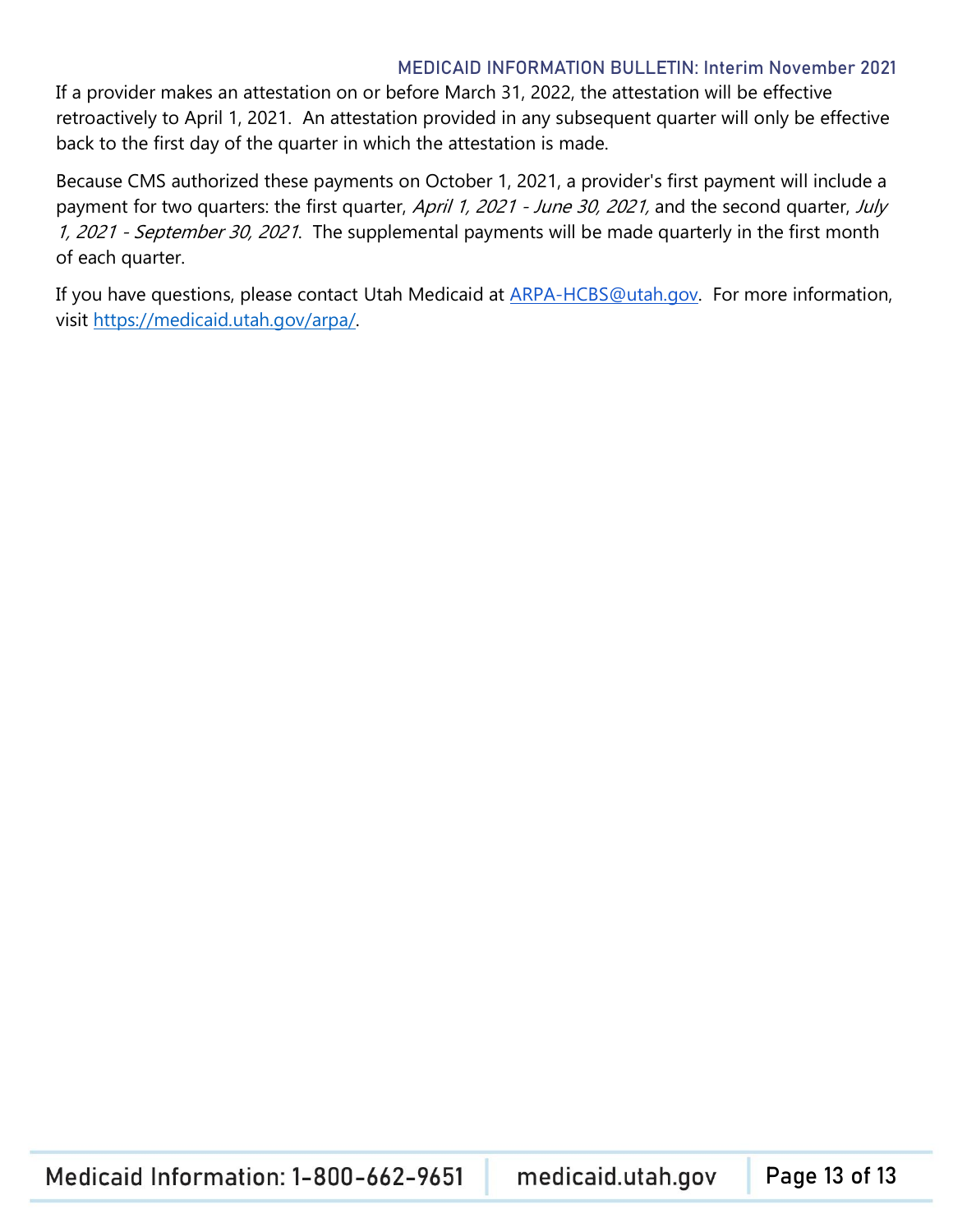If a provider makes an attestation on or before March 31, 2022, the attestation will be effective retroactively to April 1, 2021. An attestation provided in any subsequent quarter will only be effective back to the first day of the quarter in which the attestation is made.

Because CMS authorized these payments on October 1, 2021, a provider's first payment will include a payment for two quarters: the first quarter, *April 1, 2021 - June 30, 2021,* and the second quarter, *July 1, 2021 - September 30, 2021*. The supplemental payments will be made quarterly in the first month of each quarter.

If you have questions, please contact Utah Medicaid at [ARPA-HCBS@utah.gov](mailto:ARPA-HCBS@utah.gov). For more information, visit [https://medicaid.utah.gov/arpa/](https://medicaid.utah.gov/arpa/).